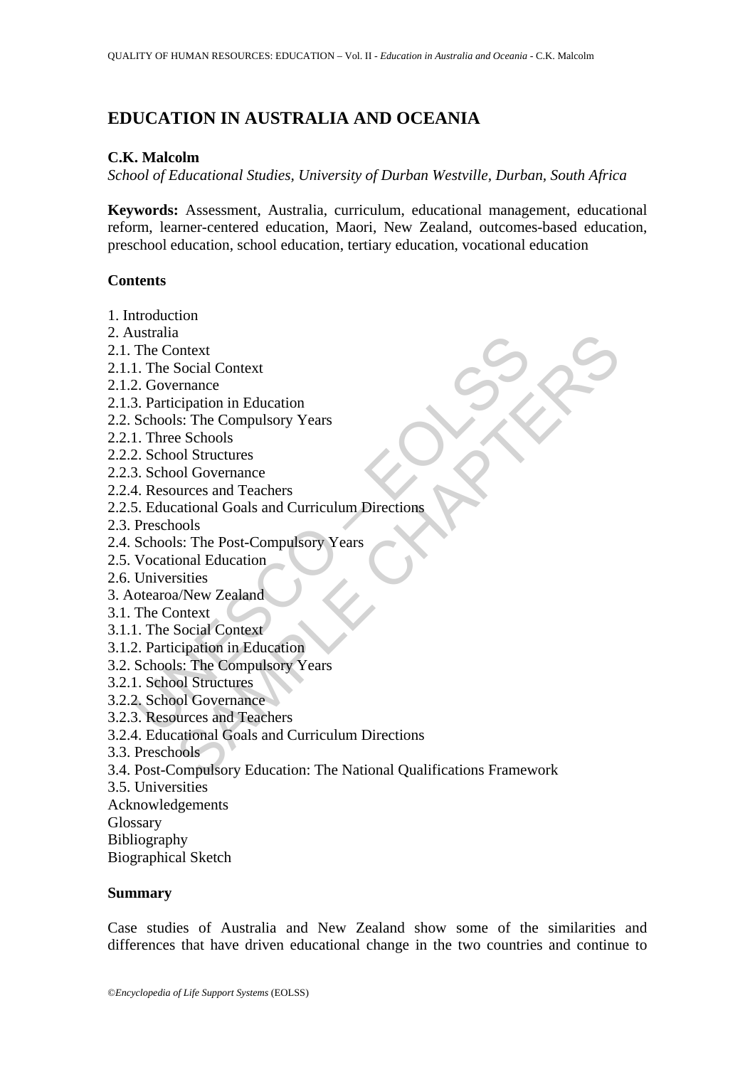# EDUCATION IN AUSTRALIA AND OCEANIA

**C.K. Malcolm**

*School of Educational Studies, University of Durban Westville, Durban, South Africa*

**Keywords:** Assessment, Australia, curriculum, educational management, educational reform, learner-centered education, Maori, New Zealand, outcomes-based education, preschool education, school education, tertiary education, vocational education

**Contents**

1. Introduction
2. Australia
2.1. The Context
2.1.1. The Social Context
2.1.2. Governance
2.1.3. Participation in Education
2.2. Schools: The Compulsory Years
2.2.1. Three Schools
2.2.2. School Structures
2.2.3. School Governance
2.2.4. Resources and Teachers
2.2.5. Educational Goals and Curriculum Directions
2.3. Preschools
2.4. Schools: The Post-Compulsory Years
2.5. Vocational Education
2.6. Universities
3. Aotearoa/New Zealand
3.1. The Context
3.1.1. The Social Context
3.1.2. Participation in Education
3.2. Schools: The Compulsory Years
3.2.1. School Structures
3.2.2. School Governance
3.2.3. Resources and Teachers
3.2.4. Educational Goals and Curriculum Directions
3.3. Preschools
3.4. Post-Compulsory Education: The National Qualifications Framework
3.5. Universities

Acknowledgements
Glossary
Bibliography
Biographical Sketch

**Summary**

Case studies of Australia and New Zealand show some of the similarities and differences that have driven educational change in the two countries and continue to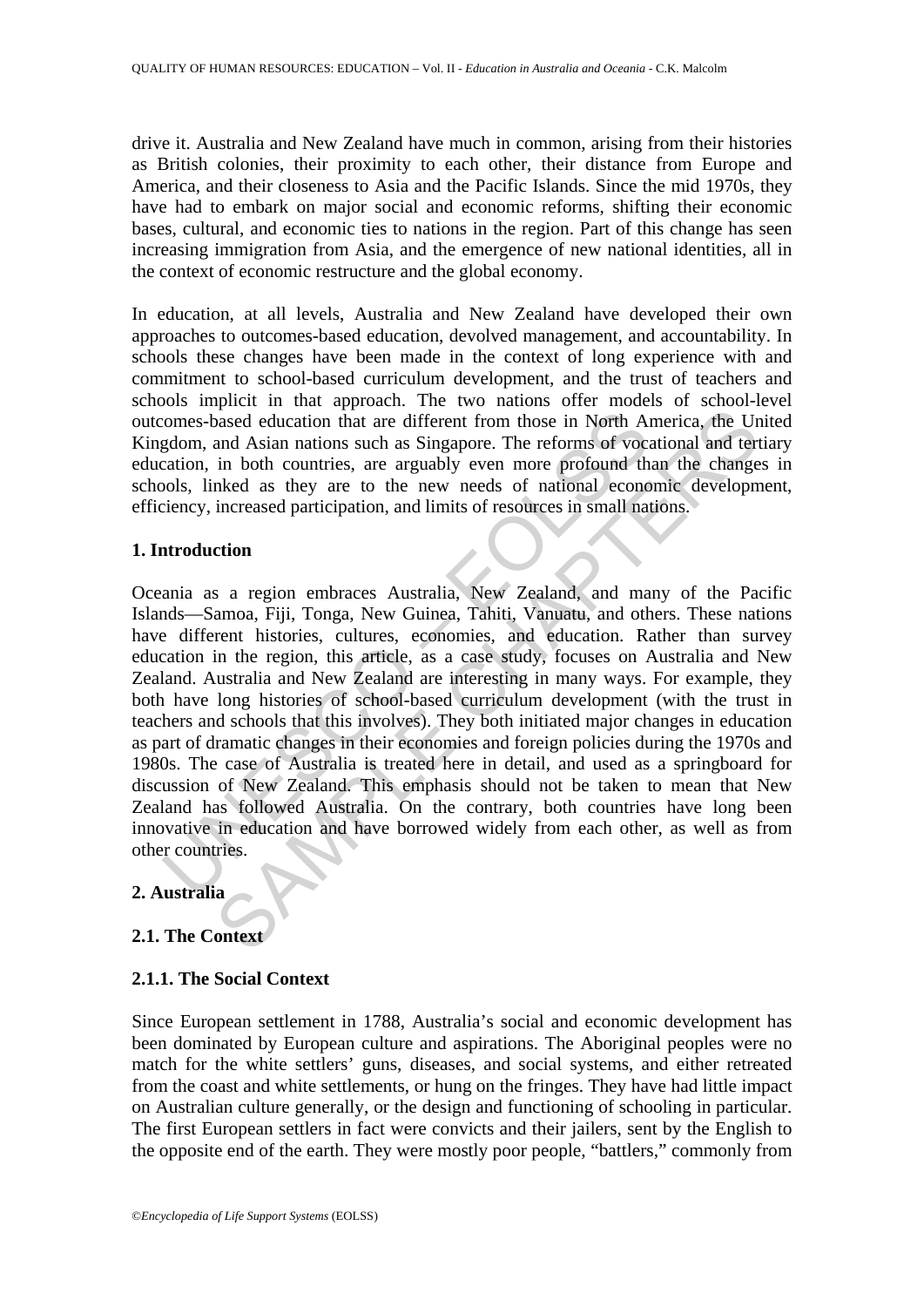drive it. Australia and New Zealand have much in common, arising from their histories as British colonies, their proximity to each other, their distance from Europe and America, and their closeness to Asia and the Pacific Islands. Since the mid 1970s, they have had to embark on major social and economic reforms, shifting their economic bases, cultural, and economic ties to nations in the region. Part of this change has seen increasing immigration from Asia, and the emergence of new national identities, all in the context of economic restructure and the global economy.

In education, at all levels, Australia and New Zealand have developed their own approaches to outcomes-based education, devolved management, and accountability. In schools these changes have been made in the context of long experience with and commitment to school-based curriculum development, and the trust of teachers and schools implicit in that approach. The two nations offer models of school-level outcomes-based education that are different from those in North America, the United Kingdom, and Asian nations such as Singapore. The reforms of vocational and tertiary education, in both countries, are arguably even more profound than the changes in schools, linked as they are to the new needs of national economic development, efficiency, increased participation, and limits of resources in small nations.

## 1. Introduction

Oceania as a region embraces Australia, New Zealand, and many of the Pacific Islands—Samoa, Fiji, Tonga, New Guinea, Tahiti, Vanuatu, and others. These nations have different histories, cultures, economies, and education. Rather than survey education in the region, this article, as a case study, focuses on Australia and New Zealand. Australia and New Zealand are interesting in many ways. For example, they both have long histories of school-based curriculum development (with the trust in teachers and schools that this involves). They both initiated major changes in education as part of dramatic changes in their economies and foreign policies during the 1970s and 1980s. The case of Australia is treated here in detail, and used as a springboard for discussion of New Zealand. This emphasis should not be taken to mean that New Zealand has followed Australia. On the contrary, both countries have long been innovative in education and have borrowed widely from each other, as well as from other countries.

## 2. Australia

### 2.1. The Context

#### 2.1.1. The Social Context

Since European settlement in 1788, Australia's social and economic development has been dominated by European culture and aspirations. The Aboriginal peoples were no match for the white settlers' guns, diseases, and social systems, and either retreated from the coast and white settlements, or hung on the fringes. They have had little impact on Australian culture generally, or the design and functioning of schooling in particular. The first European settlers in fact were convicts and their jailers, sent by the English to the opposite end of the earth. They were mostly poor people, "battlers," commonly from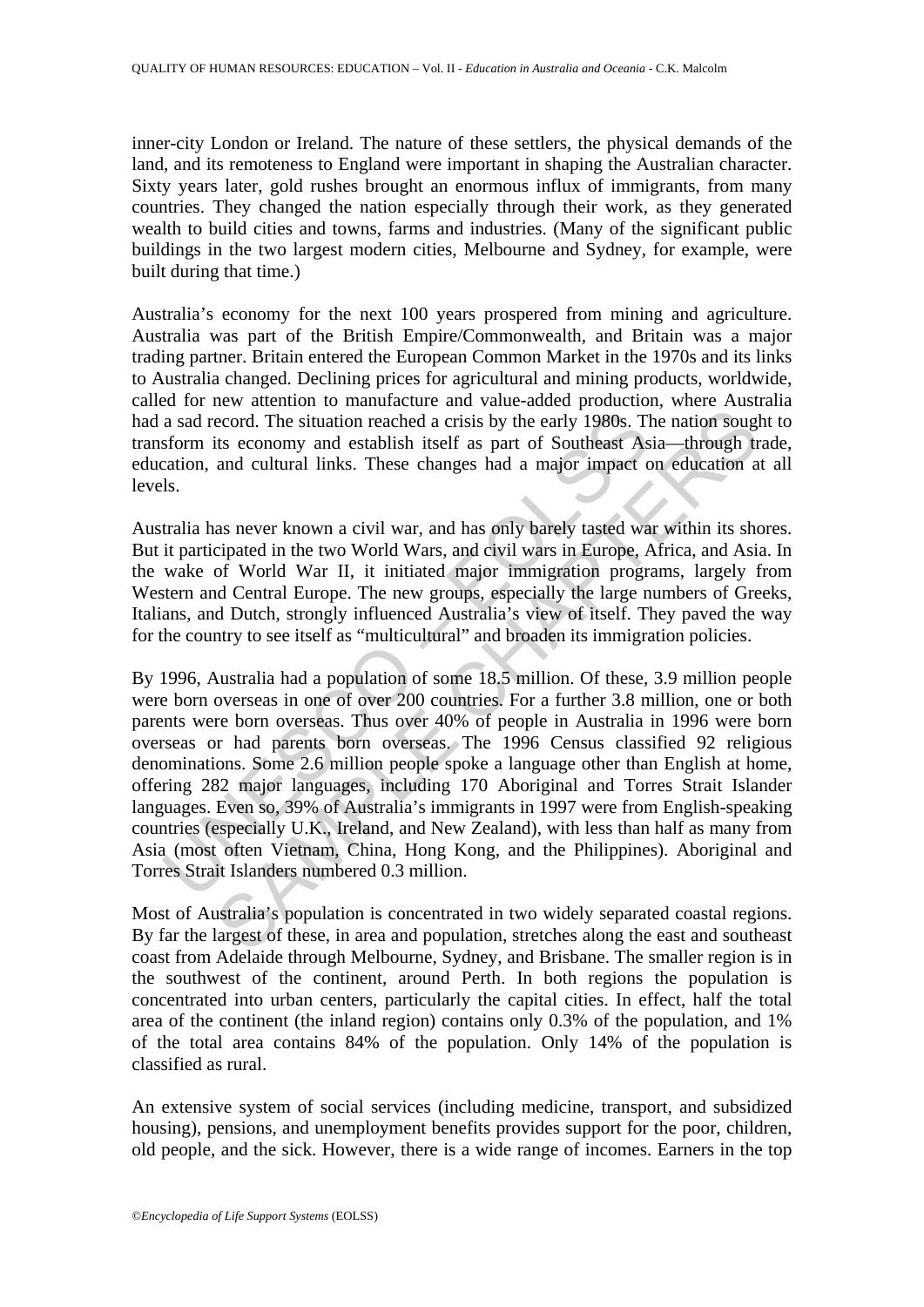inner-city London or Ireland. The nature of these settlers, the physical demands of the land, and its remoteness to England were important in shaping the Australian character. Sixty years later, gold rushes brought an enormous influx of immigrants, from many countries. They changed the nation especially through their work, as they generated wealth to build cities and towns, farms and industries. (Many of the significant public buildings in the two largest modern cities, Melbourne and Sydney, for example, were built during that time.)

Australia's economy for the next 100 years prospered from mining and agriculture. Australia was part of the British Empire/Commonwealth, and Britain was a major trading partner. Britain entered the European Common Market in the 1970s and its links to Australia changed. Declining prices for agricultural and mining products, worldwide, called for new attention to manufacture and value-added production, where Australia had a sad record. The situation reached a crisis by the early 1980s. The nation sought to transform its economy and establish itself as part of Southeast Asia—through trade, education, and cultural links. These changes had a major impact on education at all levels.

Australia has never known a civil war, and has only barely tasted war within its shores. But it participated in the two World Wars, and civil wars in Europe, Africa, and Asia. In the wake of World War II, it initiated major immigration programs, largely from Western and Central Europe. The new groups, especially the large numbers of Greeks, Italians, and Dutch, strongly influenced Australia's view of itself. They paved the way for the country to see itself as "multicultural" and broaden its immigration policies.

By 1996, Australia had a population of some 18.5 million. Of these, 3.9 million people were born overseas in one of over 200 countries. For a further 3.8 million, one or both parents were born overseas. Thus over 40% of people in Australia in 1996 were born overseas or had parents born overseas. The 1996 Census classified 92 religious denominations. Some 2.6 million people spoke a language other than English at home, offering 282 major languages, including 170 Aboriginal and Torres Strait Islander languages. Even so, 39% of Australia's immigrants in 1997 were from English-speaking countries (especially U.K., Ireland, and New Zealand), with less than half as many from Asia (most often Vietnam, China, Hong Kong, and the Philippines). Aboriginal and Torres Strait Islanders numbered 0.3 million.

Most of Australia's population is concentrated in two widely separated coastal regions. By far the largest of these, in area and population, stretches along the east and southeast coast from Adelaide through Melbourne, Sydney, and Brisbane. The smaller region is in the southwest of the continent, around Perth. In both regions the population is concentrated into urban centers, particularly the capital cities. In effect, half the total area of the continent (the inland region) contains only 0.3% of the population, and 1% of the total area contains 84% of the population. Only 14% of the population is classified as rural.

An extensive system of social services (including medicine, transport, and subsidized housing), pensions, and unemployment benefits provides support for the poor, children, old people, and the sick. However, there is a wide range of incomes. Earners in the top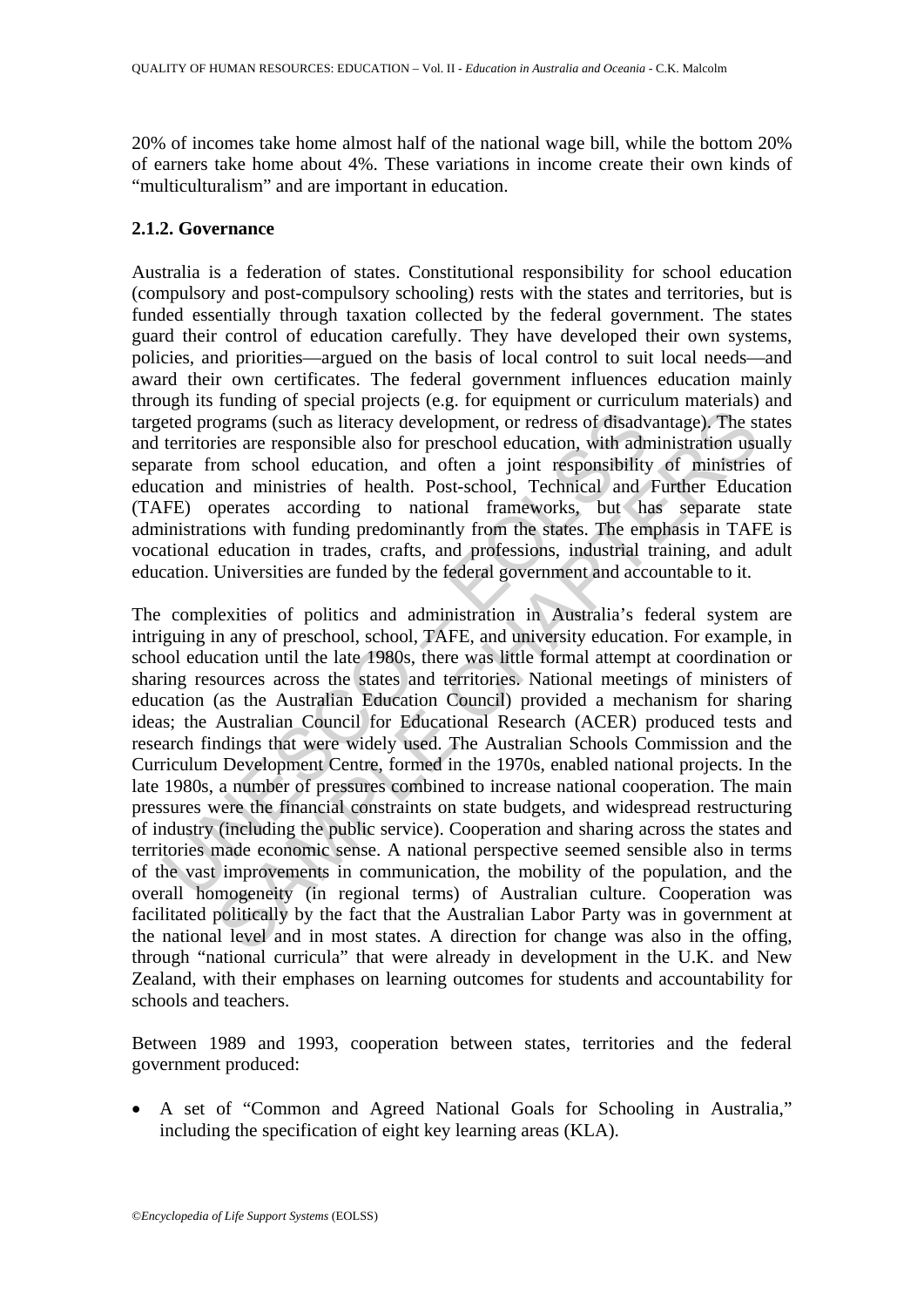20% of incomes take home almost half of the national wage bill, while the bottom 20% of earners take home about 4%. These variations in income create their own kinds of "multiculturalism" and are important in education.

### 2.1.2. Governance

Australia is a federation of states. Constitutional responsibility for school education (compulsory and post-compulsory schooling) rests with the states and territories, but is funded essentially through taxation collected by the federal government. The states guard their control of education carefully. They have developed their own systems, policies, and priorities—argued on the basis of local control to suit local needs—and award their own certificates. The federal government influences education mainly through its funding of special projects (e.g. for equipment or curriculum materials) and targeted programs (such as literacy development, or redress of disadvantage). The states and territories are responsible also for preschool education, with administration usually separate from school education, and often a joint responsibility of ministries of education and ministries of health. Post-school, Technical and Further Education (TAFE) operates according to national frameworks, but has separate state administrations with funding predominantly from the states. The emphasis in TAFE is vocational education in trades, crafts, and professions, industrial training, and adult education. Universities are funded by the federal government and accountable to it.

The complexities of politics and administration in Australia's federal system are intriguing in any of preschool, school, TAFE, and university education. For example, in school education until the late 1980s, there was little formal attempt at coordination or sharing resources across the states and territories. National meetings of ministers of education (as the Australian Education Council) provided a mechanism for sharing ideas; the Australian Council for Educational Research (ACER) produced tests and research findings that were widely used. The Australian Schools Commission and the Curriculum Development Centre, formed in the 1970s, enabled national projects. In the late 1980s, a number of pressures combined to increase national cooperation. The main pressures were the financial constraints on state budgets, and widespread restructuring of industry (including the public service). Cooperation and sharing across the states and territories made economic sense. A national perspective seemed sensible also in terms of the vast improvements in communication, the mobility of the population, and the overall homogeneity (in regional terms) of Australian culture. Cooperation was facilitated politically by the fact that the Australian Labor Party was in government at the national level and in most states. A direction for change was also in the offing, through "national curricula" that were already in development in the U.K. and New Zealand, with their emphases on learning outcomes for students and accountability for schools and teachers.

Between 1989 and 1993, cooperation between states, territories and the federal government produced:

- A set of "Common and Agreed National Goals for Schooling in Australia," including the specification of eight key learning areas (KLA).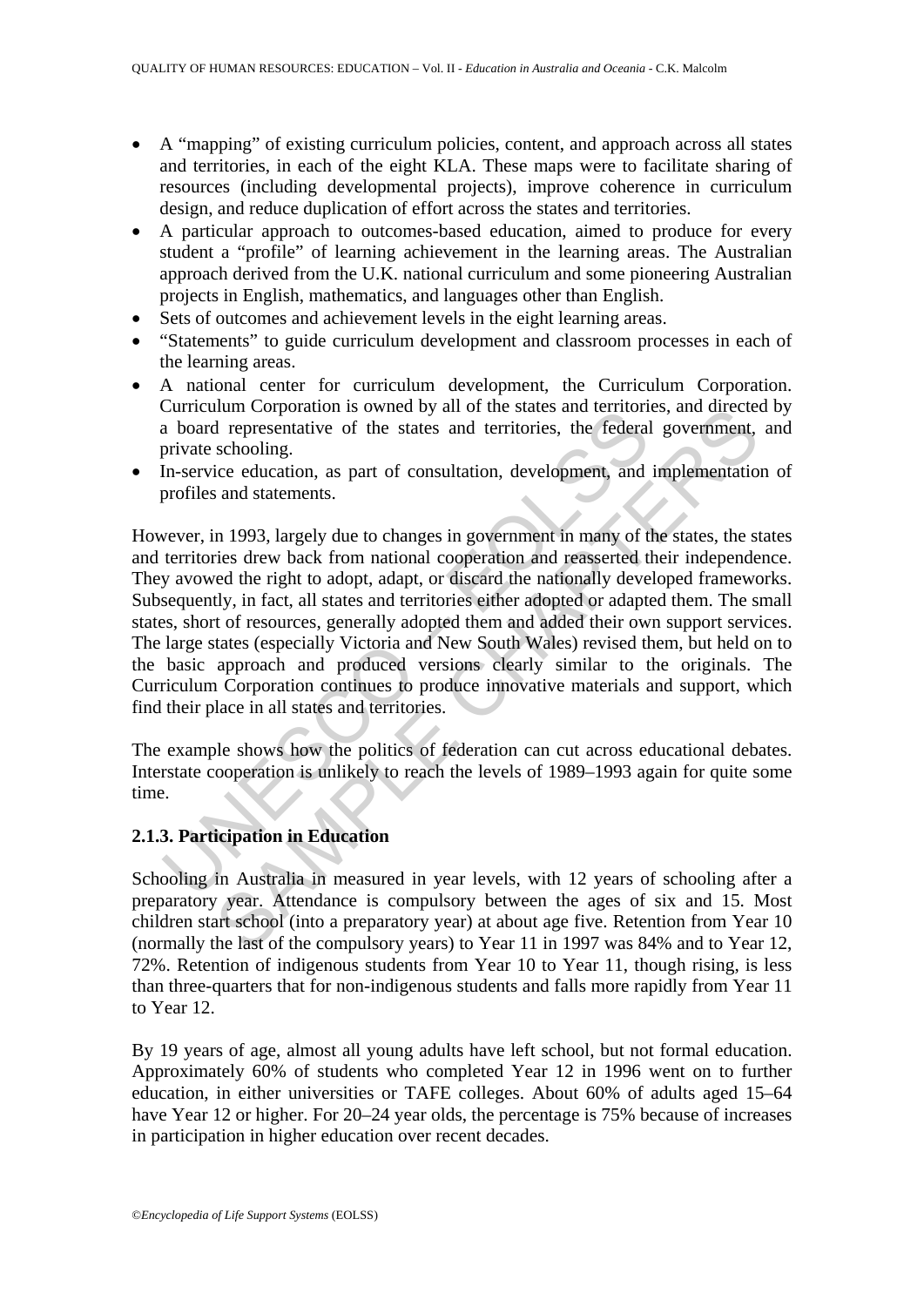- A "mapping" of existing curriculum policies, content, and approach across all states and territories, in each of the eight KLA. These maps were to facilitate sharing of resources (including developmental projects), improve coherence in curriculum design, and reduce duplication of effort across the states and territories.
- A particular approach to outcomes-based education, aimed to produce for every student a "profile" of learning achievement in the learning areas. The Australian approach derived from the U.K. national curriculum and some pioneering Australian projects in English, mathematics, and languages other than English.
- Sets of outcomes and achievement levels in the eight learning areas.
- "Statements" to guide curriculum development and classroom processes in each of the learning areas.
- A national center for curriculum development, the Curriculum Corporation. Curriculum Corporation is owned by all of the states and territories, and directed by a board representative of the states and territories, the federal government, and private schooling.
- In-service education, as part of consultation, development, and implementation of profiles and statements.

However, in 1993, largely due to changes in government in many of the states, the states and territories drew back from national cooperation and reasserted their independence. They avowed the right to adopt, adapt, or discard the nationally developed frameworks. Subsequently, in fact, all states and territories either adopted or adapted them. The small states, short of resources, generally adopted them and added their own support services. The large states (especially Victoria and New South Wales) revised them, but held on to the basic approach and produced versions clearly similar to the originals. The Curriculum Corporation continues to produce innovative materials and support, which find their place in all states and territories.

The example shows how the politics of federation can cut across educational debates. Interstate cooperation is unlikely to reach the levels of 1989–1993 again for quite some time.

### 2.1.3. Participation in Education

Schooling in Australia in measured in year levels, with 12 years of schooling after a preparatory year. Attendance is compulsory between the ages of six and 15. Most children start school (into a preparatory year) at about age five. Retention from Year 10 (normally the last of the compulsory years) to Year 11 in 1997 was 84% and to Year 12, 72%. Retention of indigenous students from Year 10 to Year 11, though rising, is less than three-quarters that for non-indigenous students and falls more rapidly from Year 11 to Year 12.

By 19 years of age, almost all young adults have left school, but not formal education. Approximately 60% of students who completed Year 12 in 1996 went on to further education, in either universities or TAFE colleges. About 60% of adults aged 15–64 have Year 12 or higher. For 20–24 year olds, the percentage is 75% because of increases in participation in higher education over recent decades.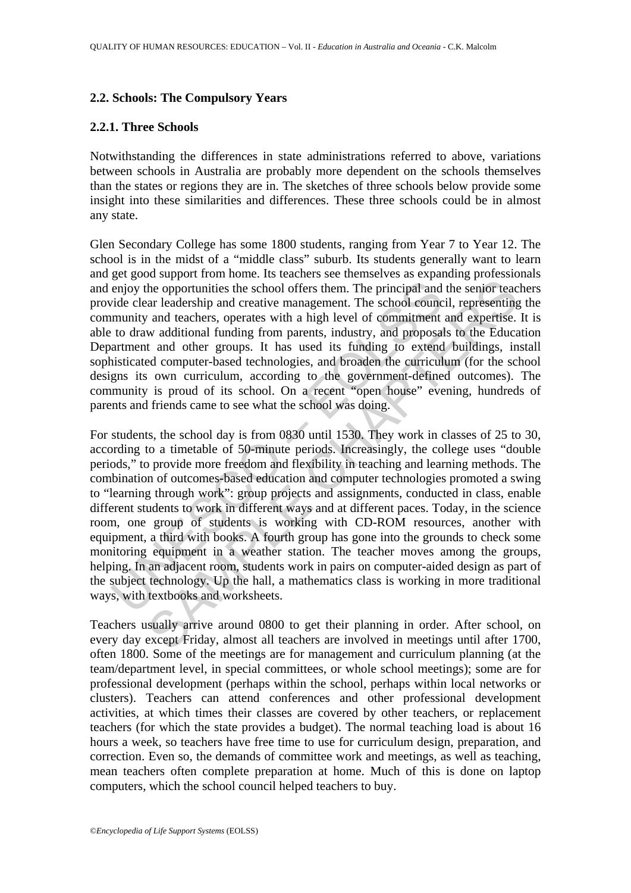### 2.2. Schools: The Compulsory Years

#### 2.2.1. Three Schools

Notwithstanding the differences in state administrations referred to above, variations between schools in Australia are probably more dependent on the schools themselves than the states or regions they are in. The sketches of three schools below provide some insight into these similarities and differences. These three schools could be in almost any state.

Glen Secondary College has some 1800 students, ranging from Year 7 to Year 12. The school is in the midst of a "middle class" suburb. Its students generally want to learn and get good support from home. Its teachers see themselves as expanding professionals and enjoy the opportunities the school offers them. The principal and the senior teachers provide clear leadership and creative management. The school council, representing the community and teachers, operates with a high level of commitment and expertise. It is able to draw additional funding from parents, industry, and proposals to the Education Department and other groups. It has used its funding to extend buildings, install sophisticated computer-based technologies, and broaden the curriculum (for the school designs its own curriculum, according to the government-defined outcomes). The community is proud of its school. On a recent "open house" evening, hundreds of parents and friends came to see what the school was doing.

For students, the school day is from 0830 until 1530. They work in classes of 25 to 30, according to a timetable of 50-minute periods. Increasingly, the college uses "double periods," to provide more freedom and flexibility in teaching and learning methods. The combination of outcomes-based education and computer technologies promoted a swing to "learning through work": group projects and assignments, conducted in class, enable different students to work in different ways and at different paces. Today, in the science room, one group of students is working with CD-ROM resources, another with equipment, a third with books. A fourth group has gone into the grounds to check some monitoring equipment in a weather station. The teacher moves among the groups, helping. In an adjacent room, students work in pairs on computer-aided design as part of the subject technology. Up the hall, a mathematics class is working in more traditional ways, with textbooks and worksheets.

Teachers usually arrive around 0800 to get their planning in order. After school, on every day except Friday, almost all teachers are involved in meetings until after 1700, often 1800. Some of the meetings are for management and curriculum planning (at the team/department level, in special committees, or whole school meetings); some are for professional development (perhaps within the school, perhaps within local networks or clusters). Teachers can attend conferences and other professional development activities, at which times their classes are covered by other teachers, or replacement teachers (for which the state provides a budget). The normal teaching load is about 16 hours a week, so teachers have free time to use for curriculum design, preparation, and correction. Even so, the demands of committee work and meetings, as well as teaching, mean teachers often complete preparation at home. Much of this is done on laptop computers, which the school council helped teachers to buy.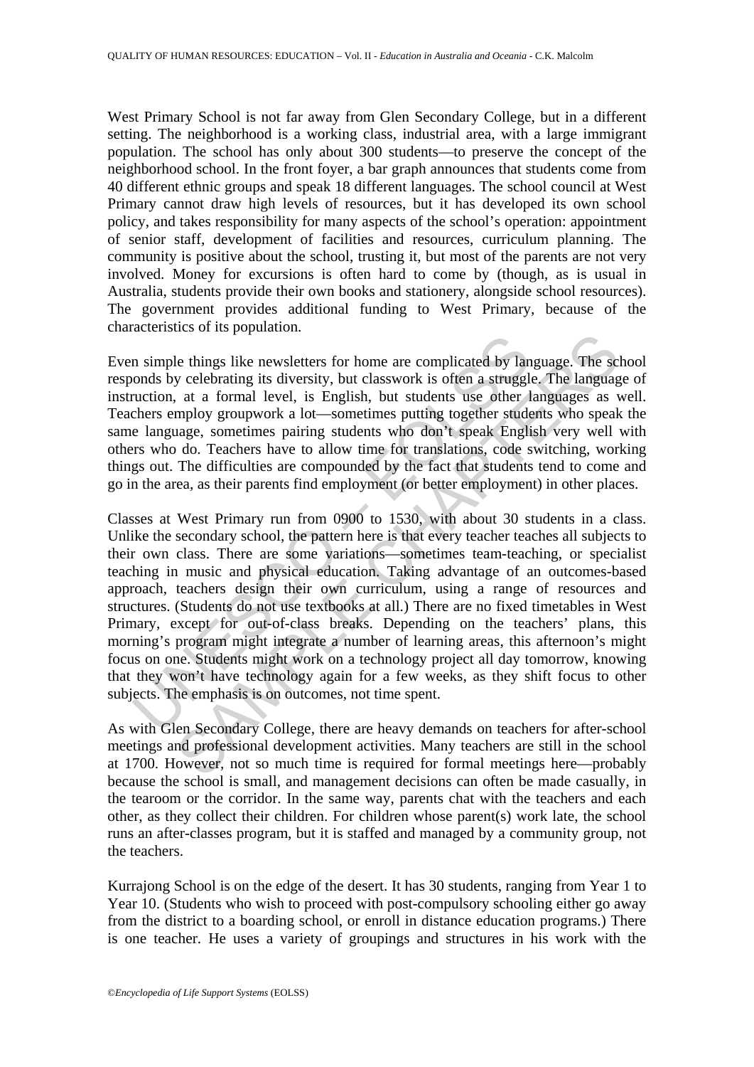West Primary School is not far away from Glen Secondary College, but in a different setting. The neighborhood is a working class, industrial area, with a large immigrant population. The school has only about 300 students—to preserve the concept of the neighborhood school. In the front foyer, a bar graph announces that students come from 40 different ethnic groups and speak 18 different languages. The school council at West Primary cannot draw high levels of resources, but it has developed its own school policy, and takes responsibility for many aspects of the school's operation: appointment of senior staff, development of facilities and resources, curriculum planning. The community is positive about the school, trusting it, but most of the parents are not very involved. Money for excursions is often hard to come by (though, as is usual in Australia, students provide their own books and stationery, alongside school resources). The government provides additional funding to West Primary, because of the characteristics of its population.

Even simple things like newsletters for home are complicated by language. The school responds by celebrating its diversity, but classwork is often a struggle. The language of instruction, at a formal level, is English, but students use other languages as well. Teachers employ groupwork a lot—sometimes putting together students who speak the same language, sometimes pairing students who don't speak English very well with others who do. Teachers have to allow time for translations, code switching, working things out. The difficulties are compounded by the fact that students tend to come and go in the area, as their parents find employment (or better employment) in other places.

Classes at West Primary run from 0900 to 1530, with about 30 students in a class. Unlike the secondary school, the pattern here is that every teacher teaches all subjects to their own class. There are some variations—sometimes team-teaching, or specialist teaching in music and physical education. Taking advantage of an outcomes-based approach, teachers design their own curriculum, using a range of resources and structures. (Students do not use textbooks at all.) There are no fixed timetables in West Primary, except for out-of-class breaks. Depending on the teachers' plans, this morning's program might integrate a number of learning areas, this afternoon's might focus on one. Students might work on a technology project all day tomorrow, knowing that they won't have technology again for a few weeks, as they shift focus to other subjects. The emphasis is on outcomes, not time spent.

As with Glen Secondary College, there are heavy demands on teachers for after-school meetings and professional development activities. Many teachers are still in the school at 1700. However, not so much time is required for formal meetings here—probably because the school is small, and management decisions can often be made casually, in the tearoom or the corridor. In the same way, parents chat with the teachers and each other, as they collect their children. For children whose parent(s) work late, the school runs an after-classes program, but it is staffed and managed by a community group, not the teachers.

Kurrajong School is on the edge of the desert. It has 30 students, ranging from Year 1 to Year 10. (Students who wish to proceed with post-compulsory schooling either go away from the district to a boarding school, or enroll in distance education programs.) There is one teacher. He uses a variety of groupings and structures in his work with the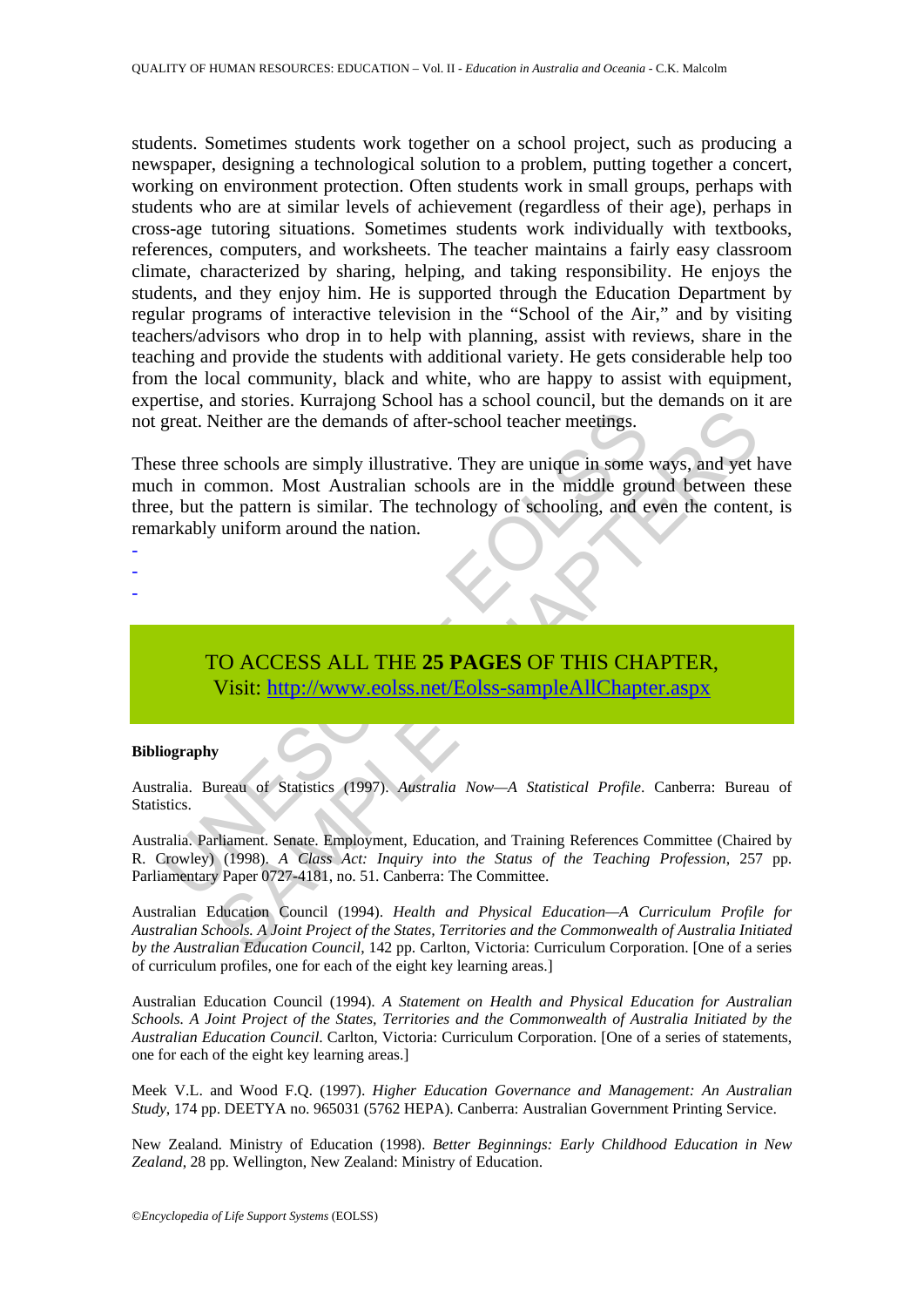students. Sometimes students work together on a school project, such as producing a newspaper, designing a technological solution to a problem, putting together a concert, working on environment protection. Often students work in small groups, perhaps with students who are at similar levels of achievement (regardless of their age), perhaps in cross-age tutoring situations. Sometimes students work individually with textbooks, references, computers, and worksheets. The teacher maintains a fairly easy classroom climate, characterized by sharing, helping, and taking responsibility. He enjoys the students, and they enjoy him. He is supported through the Education Department by regular programs of interactive television in the "School of the Air," and by visiting teachers/advisors who drop in to help with planning, assist with reviews, share in the teaching and provide the students with additional variety. He gets considerable help too from the local community, black and white, who are happy to assist with equipment, expertise, and stories. Kurrajong School has a school council, but the demands on it are not great. Neither are the demands of after-school teacher meetings.

These three schools are simply illustrative. They are unique in some ways, and yet have much in common. Most Australian schools are in the middle ground between these three, but the pattern is similar. The technology of schooling, and even the content, is remarkably uniform around the nation.

-
-
-

TO ACCESS ALL THE **25 PAGES** OF THIS CHAPTER,
Visit: http://www.eolss.net/Eolss-sampleAllChapter.aspx

**Bibliography**

Australia. Bureau of Statistics (1997). *Australia Now—A Statistical Profile*. Canberra: Bureau of Statistics.

Australia. Parliament. Senate. Employment, Education, and Training References Committee (Chaired by R. Crowley) (1998). *A Class Act: Inquiry into the Status of the Teaching Profession*, 257 pp. Parliamentary Paper 0727-4181, no. 51. Canberra: The Committee.

Australian Education Council (1994). *Health and Physical Education—A Curriculum Profile for Australian Schools. A Joint Project of the States, Territories and the Commonwealth of Australia Initiated by the Australian Education Council*, 142 pp. Carlton, Victoria: Curriculum Corporation. [One of a series of curriculum profiles, one for each of the eight key learning areas.]

Australian Education Council (1994). *A Statement on Health and Physical Education for Australian Schools. A Joint Project of the States, Territories and the Commonwealth of Australia Initiated by the Australian Education Council.* Carlton, Victoria: Curriculum Corporation. [One of a series of statements, one for each of the eight key learning areas.]

Meek V.L. and Wood F.Q. (1997). *Higher Education Governance and Management: An Australian Study*, 174 pp. DEETYA no. 965031 (5762 HEPA). Canberra: Australian Government Printing Service.

New Zealand. Ministry of Education (1998). *Better Beginnings: Early Childhood Education in New Zealand*, 28 pp. Wellington, New Zealand: Ministry of Education.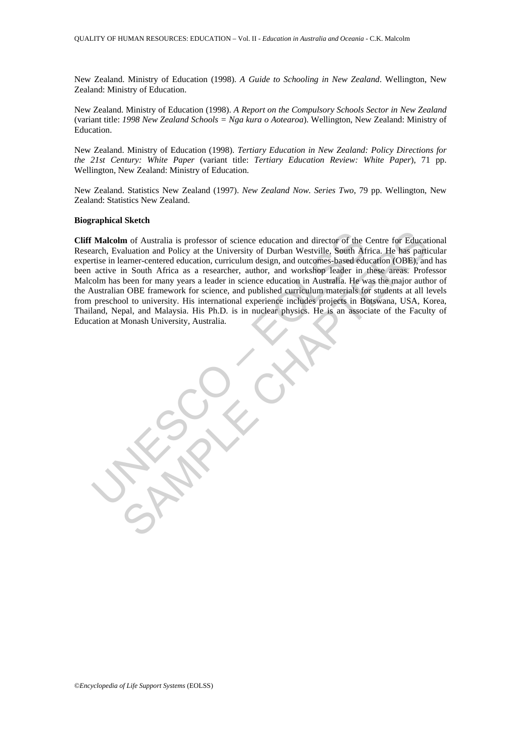New Zealand. Ministry of Education (1998). *A Guide to Schooling in New Zealand*. Wellington, New Zealand: Ministry of Education.

New Zealand. Ministry of Education (1998). *A Report on the Compulsory Schools Sector in New Zealand* (variant title: *1998 New Zealand Schools = Nga kura o Aotearoa*). Wellington, New Zealand: Ministry of Education.

New Zealand. Ministry of Education (1998). *Tertiary Education in New Zealand: Policy Directions for the 21st Century: White Paper* (variant title: *Tertiary Education Review: White Paper*), 71 pp. Wellington, New Zealand: Ministry of Education.

New Zealand. Statistics New Zealand (1997). *New Zealand Now. Series Two*, 79 pp. Wellington, New Zealand: Statistics New Zealand.

**Biographical Sketch**

**Cliff Malcolm** of Australia is professor of science education and director of the Centre for Educational Research, Evaluation and Policy at the University of Durban Westville, South Africa. He has particular expertise in learner-centered education, curriculum design, and outcomes-based education (OBE), and has been active in South Africa as a researcher, author, and workshop leader in these areas. Professor Malcolm has been for many years a leader in science education in Australia. He was the major author of the Australian OBE framework for science, and published curriculum materials for students at all levels from preschool to university. His international experience includes projects in Botswana, USA, Korea, Thailand, Nepal, and Malaysia. His Ph.D. is in nuclear physics. He is an associate of the Faculty of Education at Monash University, Australia.